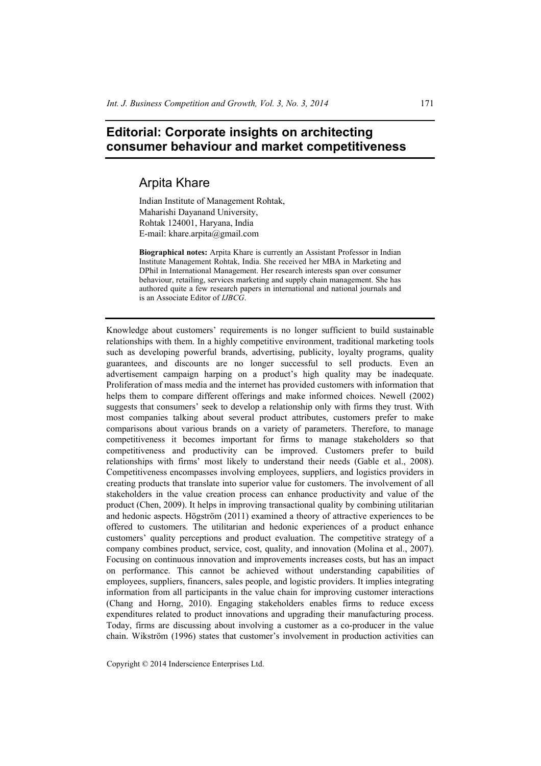# Editorial: Corporate insights on architecting consumer behaviour and market competitiveness

## Arpita Khare

Indian Institute of Management Rohtak,
Maharishi Dayanand University,
Rohtak 124001, Haryana, India
E-mail: khare.arpita@gmail.com

**Biographical notes:** Arpita Khare is currently an Assistant Professor in Indian Institute Management Rohtak, India. She received her MBA in Marketing and DPhil in International Management. Her research interests span over consumer behaviour, retailing, services marketing and supply chain management. She has authored quite a few research papers in international and national journals and is an Associate Editor of *IJBCG*.

---

Knowledge about customers' requirements is no longer sufficient to build sustainable relationships with them. In a highly competitive environment, traditional marketing tools such as developing powerful brands, advertising, publicity, loyalty programs, quality guarantees, and discounts are no longer successful to sell products. Even an advertisement campaign harping on a product's high quality may be inadequate. Proliferation of mass media and the internet has provided customers with information that helps them to compare different offerings and make informed choices. Newell (2002) suggests that consumers' seek to develop a relationship only with firms they trust. With most companies talking about several product attributes, customers prefer to make comparisons about various brands on a variety of parameters. Therefore, to manage competitiveness it becomes important for firms to manage stakeholders so that competitiveness and productivity can be improved. Customers prefer to build relationships with firms' most likely to understand their needs (Gable et al., 2008). Competitiveness encompasses involving employees, suppliers, and logistics providers in creating products that translate into superior value for customers. The involvement of all stakeholders in the value creation process can enhance productivity and value of the product (Chen, 2009). It helps in improving transactional quality by combining utilitarian and hedonic aspects. Högström (2011) examined a theory of attractive experiences to be offered to customers. The utilitarian and hedonic experiences of a product enhance customers' quality perceptions and product evaluation. The competitive strategy of a company combines product, service, cost, quality, and innovation (Molina et al., 2007). Focusing on continuous innovation and improvements increases costs, but has an impact on performance. This cannot be achieved without understanding capabilities of employees, suppliers, financers, sales people, and logistic providers. It implies integrating information from all participants in the value chain for improving customer interactions (Chang and Horng, 2010). Engaging stakeholders enables firms to reduce excess expenditures related to product innovations and upgrading their manufacturing process. Today, firms are discussing about involving a customer as a co-producer in the value chain. Wikström (1996) states that customer's involvement in production activities can

Copyright © 2014 Inderscience Enterprises Ltd.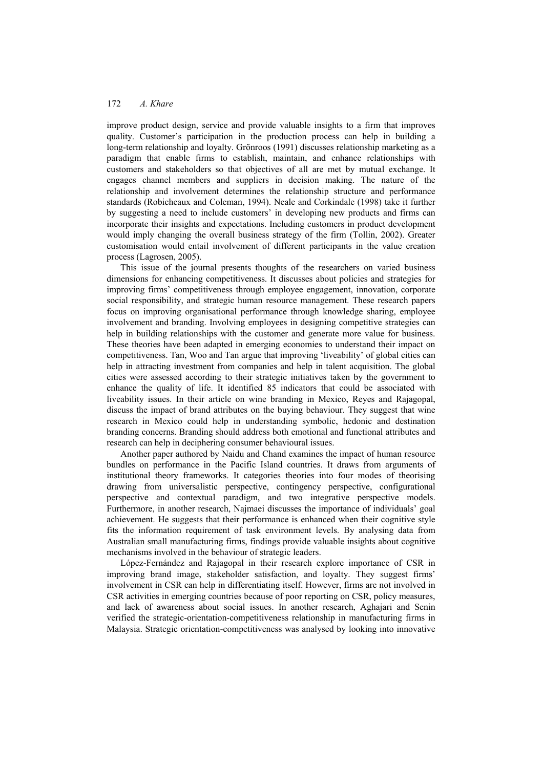improve product design, service and provide valuable insights to a firm that improves quality. Customer's participation in the production process can help in building a long-term relationship and loyalty. Grönroos (1991) discusses relationship marketing as a paradigm that enable firms to establish, maintain, and enhance relationships with customers and stakeholders so that objectives of all are met by mutual exchange. It engages channel members and suppliers in decision making. The nature of the relationship and involvement determines the relationship structure and performance standards (Robicheaux and Coleman, 1994). Neale and Corkindale (1998) take it further by suggesting a need to include customers' in developing new products and firms can incorporate their insights and expectations. Including customers in product development would imply changing the overall business strategy of the firm (Tollin, 2002). Greater customisation would entail involvement of different participants in the value creation process (Lagrosen, 2005).

This issue of the journal presents thoughts of the researchers on varied business dimensions for enhancing competitiveness. It discusses about policies and strategies for improving firms' competitiveness through employee engagement, innovation, corporate social responsibility, and strategic human resource management. These research papers focus on improving organisational performance through knowledge sharing, employee involvement and branding. Involving employees in designing competitive strategies can help in building relationships with the customer and generate more value for business. These theories have been adapted in emerging economies to understand their impact on competitiveness. Tan, Woo and Tan argue that improving 'liveability' of global cities can help in attracting investment from companies and help in talent acquisition. The global cities were assessed according to their strategic initiatives taken by the government to enhance the quality of life. It identified 85 indicators that could be associated with liveability issues. In their article on wine branding in Mexico, Reyes and Rajagopal, discuss the impact of brand attributes on the buying behaviour. They suggest that wine research in Mexico could help in understanding symbolic, hedonic and destination branding concerns. Branding should address both emotional and functional attributes and research can help in deciphering consumer behavioural issues.

Another paper authored by Naidu and Chand examines the impact of human resource bundles on performance in the Pacific Island countries. It draws from arguments of institutional theory frameworks. It categories theories into four modes of theorising drawing from universalistic perspective, contingency perspective, configurational perspective and contextual paradigm, and two integrative perspective models. Furthermore, in another research, Najmaei discusses the importance of individuals' goal achievement. He suggests that their performance is enhanced when their cognitive style fits the information requirement of task environment levels. By analysing data from Australian small manufacturing firms, findings provide valuable insights about cognitive mechanisms involved in the behaviour of strategic leaders.

López-Fernández and Rajagopal in their research explore importance of CSR in improving brand image, stakeholder satisfaction, and loyalty. They suggest firms' involvement in CSR can help in differentiating itself. However, firms are not involved in CSR activities in emerging countries because of poor reporting on CSR, policy measures, and lack of awareness about social issues. In another research, Aghajari and Senin verified the strategic-orientation-competitiveness relationship in manufacturing firms in Malaysia. Strategic orientation-competitiveness was analysed by looking into innovative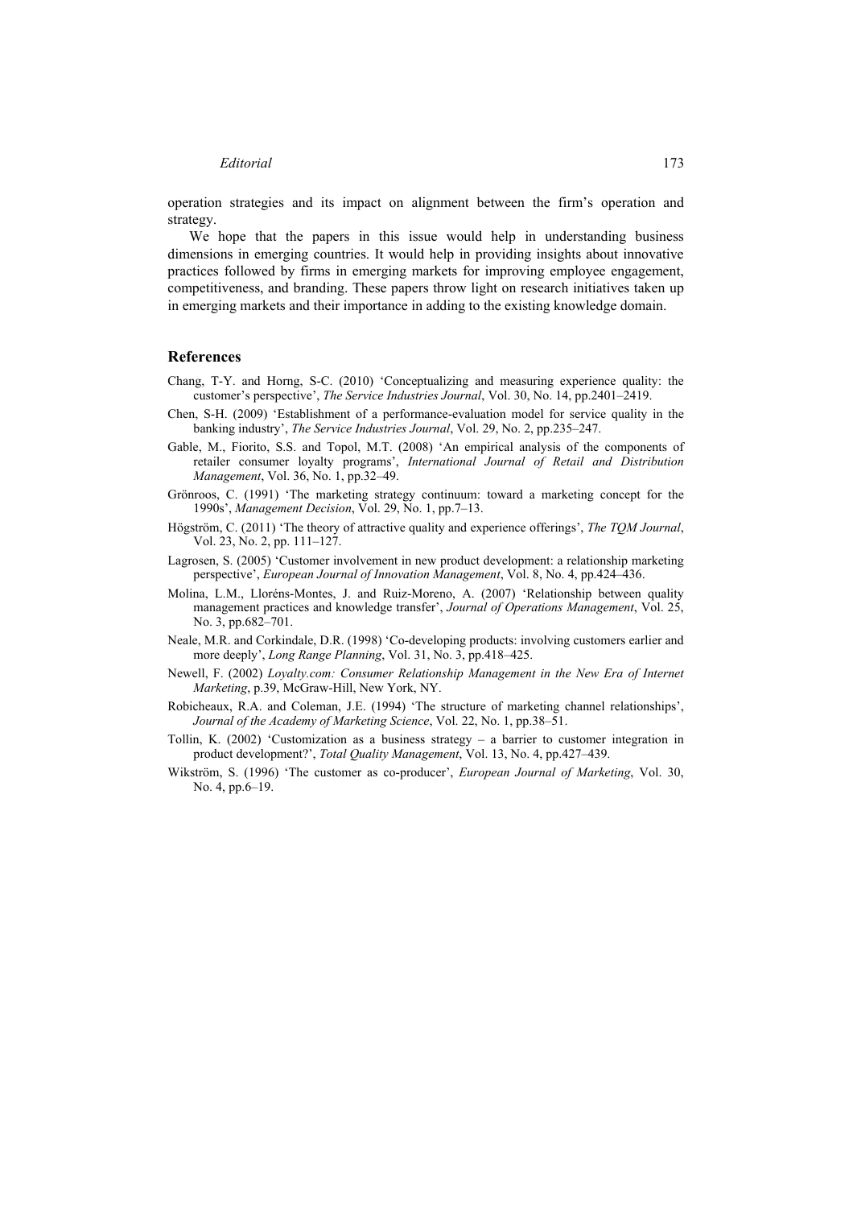operation strategies and its impact on alignment between the firm's operation and strategy.

We hope that the papers in this issue would help in understanding business dimensions in emerging countries. It would help in providing insights about innovative practices followed by firms in emerging markets for improving employee engagement, competitiveness, and branding. These papers throw light on research initiatives taken up in emerging markets and their importance in adding to the existing knowledge domain.

## References

Chang, T-Y. and Horng, S-C. (2010) 'Conceptualizing and measuring experience quality: the customer's perspective', *The Service Industries Journal*, Vol. 30, No. 14, pp.2401–2419.

Chen, S-H. (2009) 'Establishment of a performance-evaluation model for service quality in the banking industry', *The Service Industries Journal*, Vol. 29, No. 2, pp.235–247.

Gable, M., Fiorito, S.S. and Topol, M.T. (2008) 'An empirical analysis of the components of retailer consumer loyalty programs', *International Journal of Retail and Distribution Management*, Vol. 36, No. 1, pp.32–49.

Grönroos, C. (1991) 'The marketing strategy continuum: toward a marketing concept for the 1990s', *Management Decision*, Vol. 29, No. 1, pp.7–13.

Högström, C. (2011) 'The theory of attractive quality and experience offerings', *The TQM Journal*, Vol. 23, No. 2, pp. 111–127.

Lagrosen, S. (2005) 'Customer involvement in new product development: a relationship marketing perspective', *European Journal of Innovation Management*, Vol. 8, No. 4, pp.424–436.

Molina, L.M., Lloréns-Montes, J. and Ruiz-Moreno, A. (2007) 'Relationship between quality management practices and knowledge transfer', *Journal of Operations Management*, Vol. 25, No. 3, pp.682–701.

Neale, M.R. and Corkindale, D.R. (1998) 'Co-developing products: involving customers earlier and more deeply', *Long Range Planning*, Vol. 31, No. 3, pp.418–425.

Newell, F. (2002) *Loyalty.com: Consumer Relationship Management in the New Era of Internet Marketing*, p.39, McGraw-Hill, New York, NY.

Robicheaux, R.A. and Coleman, J.E. (1994) 'The structure of marketing channel relationships', *Journal of the Academy of Marketing Science*, Vol. 22, No. 1, pp.38–51.

Tollin, K. (2002) 'Customization as a business strategy – a barrier to customer integration in product development?', *Total Quality Management*, Vol. 13, No. 4, pp.427–439.

Wikström, S. (1996) 'The customer as co-producer', *European Journal of Marketing*, Vol. 30, No. 4, pp.6–19.